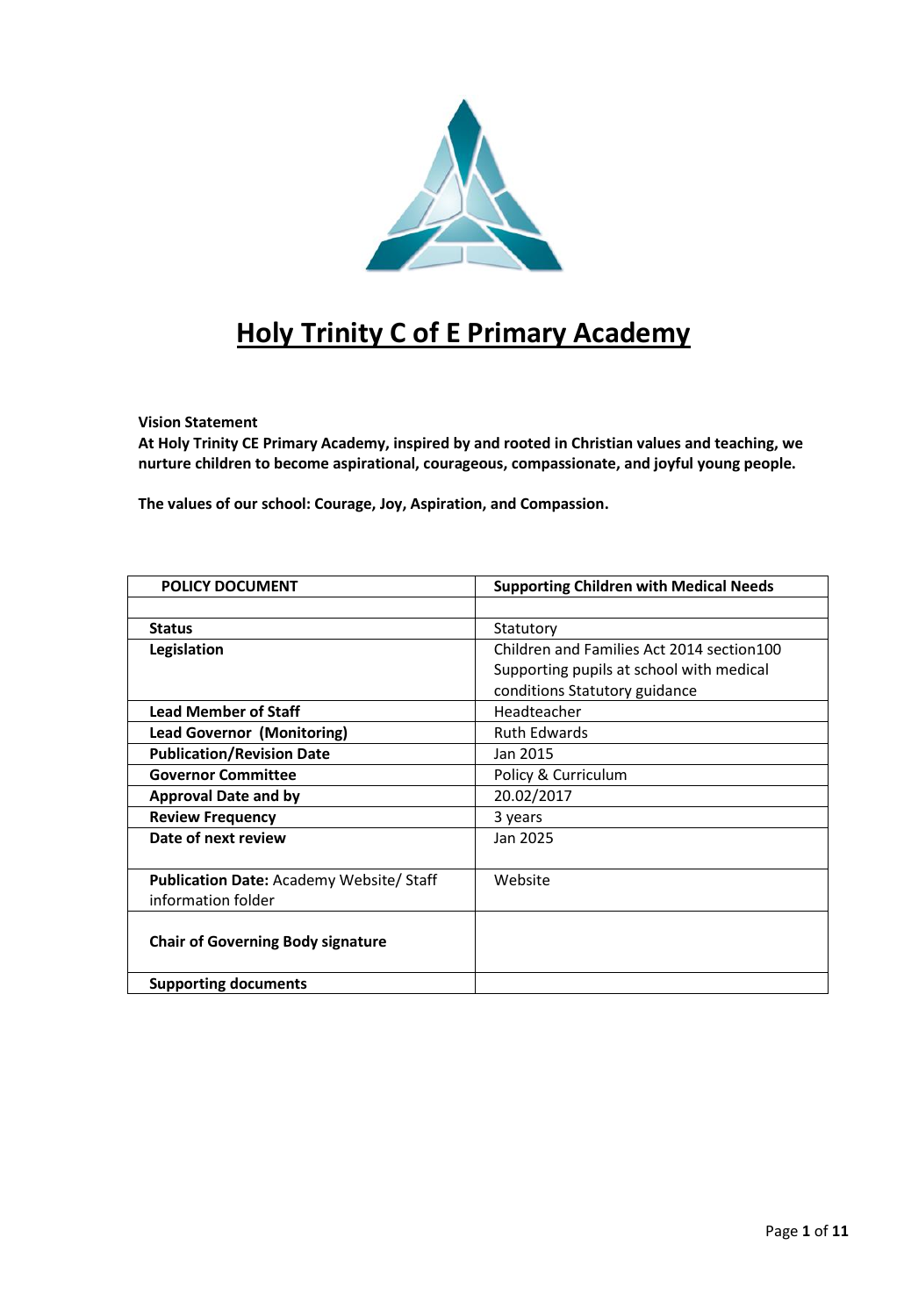# Holy Trinity C of E Primary Academy

**Vision Statement**
**At Holy Trinity CE Primary Academy, inspired by and rooted in Christian values and teaching, we nurture children to become aspirational, courageous, compassionate, and joyful young people.**

**The values of our school: Courage, Joy, Aspiration, and Compassion.**

| **POLICY DOCUMENT** | **Supporting Children with Medical Needs** |
|---|---|
| | |
| **Status** | Statutory |
| **Legislation** | Children and Families Act 2014 section100 Supporting pupils at school with medical conditions Statutory guidance |
| **Lead Member of Staff** | Headteacher |
| **Lead Governor (Monitoring)** | Ruth Edwards |
| **Publication/Revision Date** | Jan 2015 |
| **Governor Committee** | Policy & Curriculum |
| **Approval Date and by** | 20.02/2017 |
| **Review Frequency** | 3 years |
| **Date of next review** | Jan 2025 |
| **Publication Date:** Academy Website/ Staff information folder | Website |
| **Chair of Governing Body signature** | |
| **Supporting documents** | |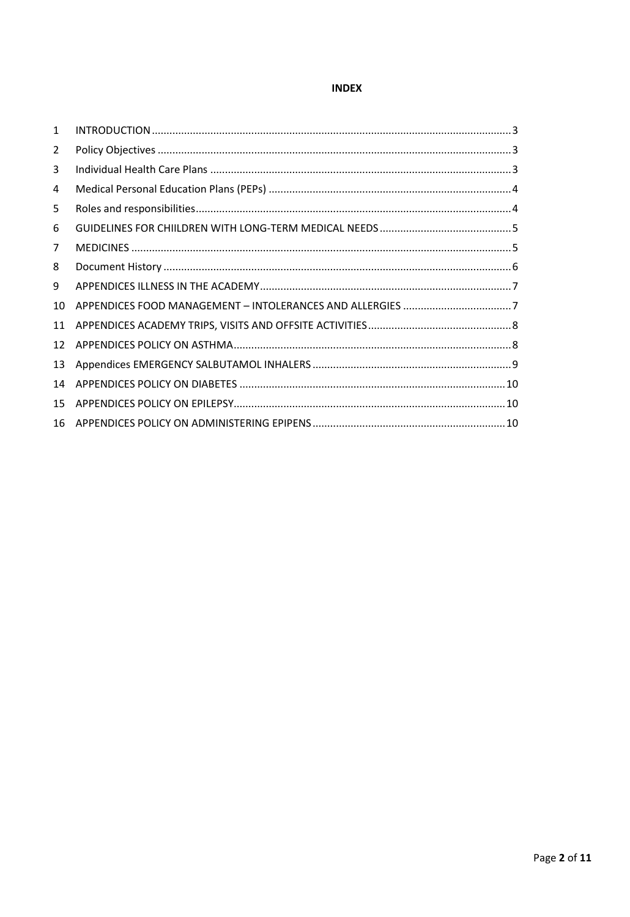**INDEX**

| | | |
|---|---|---|
| 1 | INTRODUCTION | 3 |
| 2 | Policy Objectives | 3 |
| 3 | Individual Health Care Plans | 3 |
| 4 | Medical Personal Education Plans (PEPs) | 4 |
| 5 | Roles and responsibilities | 4 |
| 6 | GUIDELINES FOR CHIILDREN WITH LONG-TERM MEDICAL NEEDS | 5 |
| 7 | MEDICINES | 5 |
| 8 | Document History | 6 |
| 9 | APPENDICES ILLNESS IN THE ACADEMY | 7 |
| 10 | APPENDICES FOOD MANAGEMENT – INTOLERANCES AND ALLERGIES | 7 |
| 11 | APPENDICES ACADEMY TRIPS, VISITS AND OFFSITE ACTIVITIES | 8 |
| 12 | APPENDICES POLICY ON ASTHMA | 8 |
| 13 | Appendices EMERGENCY SALBUTAMOL INHALERS | 9 |
| 14 | APPENDICES POLICY ON DIABETES | 10 |
| 15 | APPENDICES POLICY ON EPILEPSY | 10 |
| 16 | APPENDICES POLICY ON ADMINISTERING EPIPENS | 10 |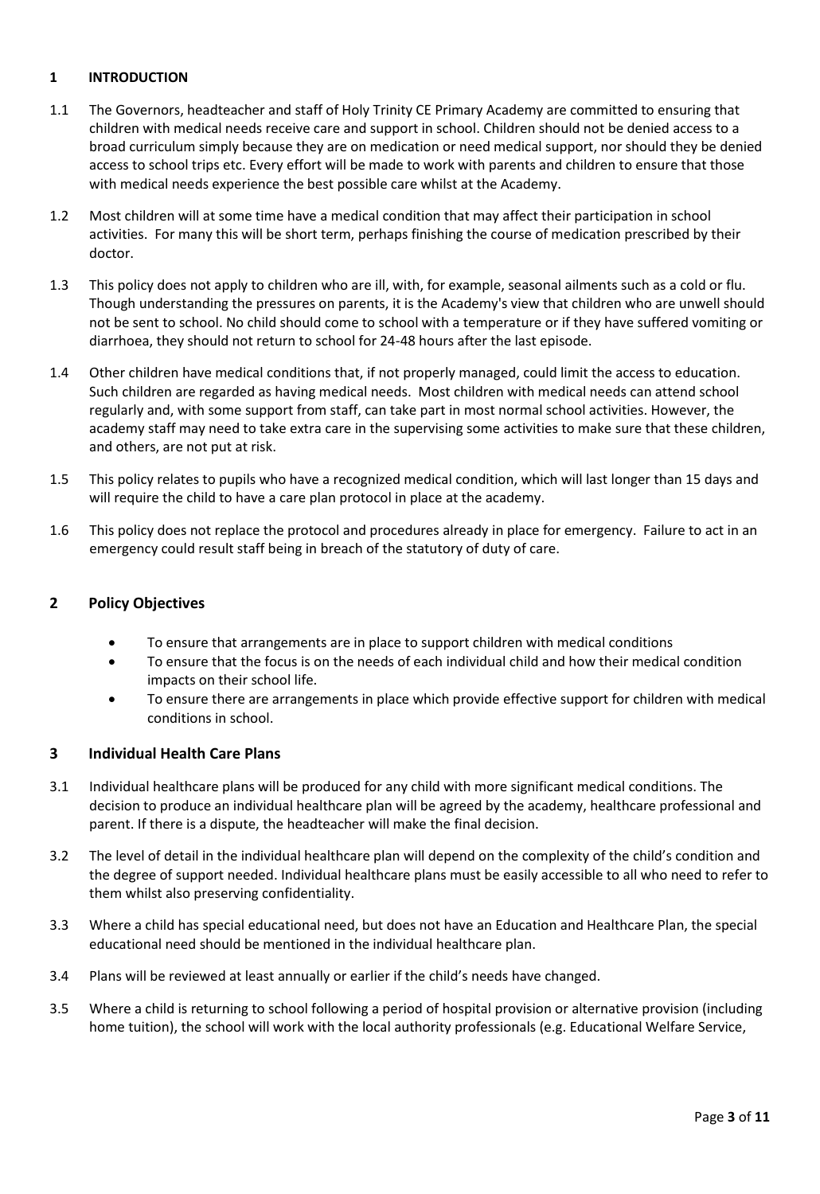## 1 INTRODUCTION

1.1 The Governors, headteacher and staff of Holy Trinity CE Primary Academy are committed to ensuring that children with medical needs receive care and support in school. Children should not be denied access to a broad curriculum simply because they are on medication or need medical support, nor should they be denied access to school trips etc. Every effort will be made to work with parents and children to ensure that those with medical needs experience the best possible care whilst at the Academy.

1.2 Most children will at some time have a medical condition that may affect their participation in school activities. For many this will be short term, perhaps finishing the course of medication prescribed by their doctor.

1.3 This policy does not apply to children who are ill, with, for example, seasonal ailments such as a cold or flu. Though understanding the pressures on parents, it is the Academy's view that children who are unwell should not be sent to school. No child should come to school with a temperature or if they have suffered vomiting or diarrhoea, they should not return to school for 24-48 hours after the last episode.

1.4 Other children have medical conditions that, if not properly managed, could limit the access to education. Such children are regarded as having medical needs. Most children with medical needs can attend school regularly and, with some support from staff, can take part in most normal school activities. However, the academy staff may need to take extra care in the supervising some activities to make sure that these children, and others, are not put at risk.

1.5 This policy relates to pupils who have a recognized medical condition, which will last longer than 15 days and will require the child to have a care plan protocol in place at the academy.

1.6 This policy does not replace the protocol and procedures already in place for emergency. Failure to act in an emergency could result staff being in breach of the statutory of duty of care.

## 2 Policy Objectives

- To ensure that arrangements are in place to support children with medical conditions
- To ensure that the focus is on the needs of each individual child and how their medical condition impacts on their school life.
- To ensure there are arrangements in place which provide effective support for children with medical conditions in school.

## 3 Individual Health Care Plans

3.1 Individual healthcare plans will be produced for any child with more significant medical conditions. The decision to produce an individual healthcare plan will be agreed by the academy, healthcare professional and parent. If there is a dispute, the headteacher will make the final decision.

3.2 The level of detail in the individual healthcare plan will depend on the complexity of the child's condition and the degree of support needed. Individual healthcare plans must be easily accessible to all who need to refer to them whilst also preserving confidentiality.

3.3 Where a child has special educational need, but does not have an Education and Healthcare Plan, the special educational need should be mentioned in the individual healthcare plan.

3.4 Plans will be reviewed at least annually or earlier if the child's needs have changed.

3.5 Where a child is returning to school following a period of hospital provision or alternative provision (including home tuition), the school will work with the local authority professionals (e.g. Educational Welfare Service,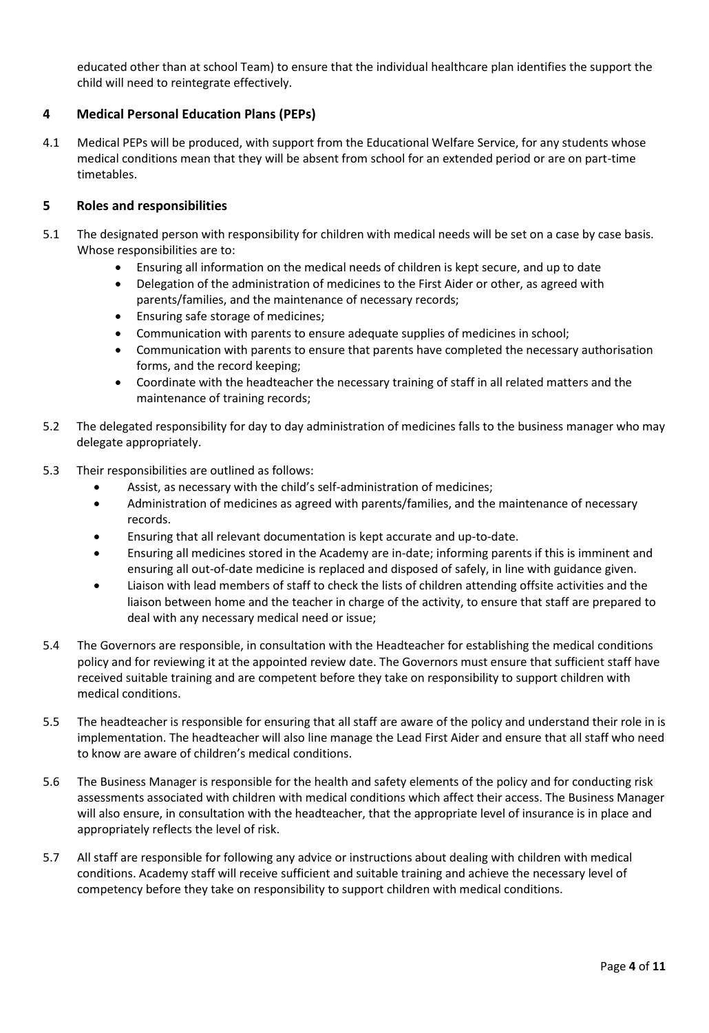educated other than at school Team) to ensure that the individual healthcare plan identifies the support the child will need to reintegrate effectively.

## 4 Medical Personal Education Plans (PEPs)

4.1 Medical PEPs will be produced, with support from the Educational Welfare Service, for any students whose medical conditions mean that they will be absent from school for an extended period or are on part-time timetables.

## 5 Roles and responsibilities

5.1 The designated person with responsibility for children with medical needs will be set on a case by case basis. Whose responsibilities are to:

- Ensuring all information on the medical needs of children is kept secure, and up to date
- Delegation of the administration of medicines to the First Aider or other, as agreed with parents/families, and the maintenance of necessary records;
- Ensuring safe storage of medicines;
- Communication with parents to ensure adequate supplies of medicines in school;
- Communication with parents to ensure that parents have completed the necessary authorisation forms, and the record keeping;
- Coordinate with the headteacher the necessary training of staff in all related matters and the maintenance of training records;

5.2 The delegated responsibility for day to day administration of medicines falls to the business manager who may delegate appropriately.

5.3 Their responsibilities are outlined as follows:

- Assist, as necessary with the child's self-administration of medicines;
- Administration of medicines as agreed with parents/families, and the maintenance of necessary records.
- Ensuring that all relevant documentation is kept accurate and up-to-date.
- Ensuring all medicines stored in the Academy are in-date; informing parents if this is imminent and ensuring all out-of-date medicine is replaced and disposed of safely, in line with guidance given.
- Liaison with lead members of staff to check the lists of children attending offsite activities and the liaison between home and the teacher in charge of the activity, to ensure that staff are prepared to deal with any necessary medical need or issue;

5.4 The Governors are responsible, in consultation with the Headteacher for establishing the medical conditions policy and for reviewing it at the appointed review date. The Governors must ensure that sufficient staff have received suitable training and are competent before they take on responsibility to support children with medical conditions.

5.5 The headteacher is responsible for ensuring that all staff are aware of the policy and understand their role in is implementation. The headteacher will also line manage the Lead First Aider and ensure that all staff who need to know are aware of children's medical conditions.

5.6 The Business Manager is responsible for the health and safety elements of the policy and for conducting risk assessments associated with children with medical conditions which affect their access. The Business Manager will also ensure, in consultation with the headteacher, that the appropriate level of insurance is in place and appropriately reflects the level of risk.

5.7 All staff are responsible for following any advice or instructions about dealing with children with medical conditions. Academy staff will receive sufficient and suitable training and achieve the necessary level of competency before they take on responsibility to support children with medical conditions.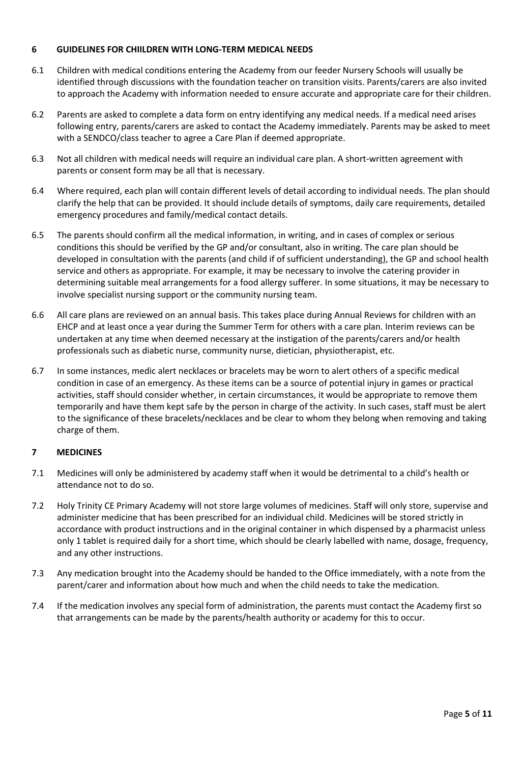## 6 GUIDELINES FOR CHIILDREN WITH LONG-TERM MEDICAL NEEDS

6.1 Children with medical conditions entering the Academy from our feeder Nursery Schools will usually be identified through discussions with the foundation teacher on transition visits. Parents/carers are also invited to approach the Academy with information needed to ensure accurate and appropriate care for their children.

6.2 Parents are asked to complete a data form on entry identifying any medical needs. If a medical need arises following entry, parents/carers are asked to contact the Academy immediately. Parents may be asked to meet with a SENDCO/class teacher to agree a Care Plan if deemed appropriate.

6.3 Not all children with medical needs will require an individual care plan. A short-written agreement with parents or consent form may be all that is necessary.

6.4 Where required, each plan will contain different levels of detail according to individual needs. The plan should clarify the help that can be provided. It should include details of symptoms, daily care requirements, detailed emergency procedures and family/medical contact details.

6.5 The parents should confirm all the medical information, in writing, and in cases of complex or serious conditions this should be verified by the GP and/or consultant, also in writing. The care plan should be developed in consultation with the parents (and child if of sufficient understanding), the GP and school health service and others as appropriate. For example, it may be necessary to involve the catering provider in determining suitable meal arrangements for a food allergy sufferer. In some situations, it may be necessary to involve specialist nursing support or the community nursing team.

6.6 All care plans are reviewed on an annual basis. This takes place during Annual Reviews for children with an EHCP and at least once a year during the Summer Term for others with a care plan. Interim reviews can be undertaken at any time when deemed necessary at the instigation of the parents/carers and/or health professionals such as diabetic nurse, community nurse, dietician, physiotherapist, etc.

6.7 In some instances, medic alert necklaces or bracelets may be worn to alert others of a specific medical condition in case of an emergency. As these items can be a source of potential injury in games or practical activities, staff should consider whether, in certain circumstances, it would be appropriate to remove them temporarily and have them kept safe by the person in charge of the activity. In such cases, staff must be alert to the significance of these bracelets/necklaces and be clear to whom they belong when removing and taking charge of them.

## 7 MEDICINES

7.1 Medicines will only be administered by academy staff when it would be detrimental to a child's health or attendance not to do so.

7.2 Holy Trinity CE Primary Academy will not store large volumes of medicines. Staff will only store, supervise and administer medicine that has been prescribed for an individual child. Medicines will be stored strictly in accordance with product instructions and in the original container in which dispensed by a pharmacist unless only 1 tablet is required daily for a short time, which should be clearly labelled with name, dosage, frequency, and any other instructions.

7.3 Any medication brought into the Academy should be handed to the Office immediately, with a note from the parent/carer and information about how much and when the child needs to take the medication.

7.4 If the medication involves any special form of administration, the parents must contact the Academy first so that arrangements can be made by the parents/health authority or academy for this to occur.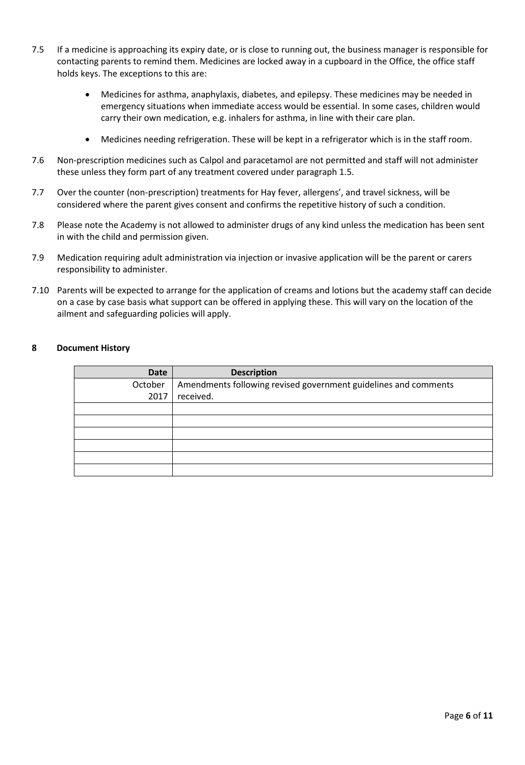7.5 If a medicine is approaching its expiry date, or is close to running out, the business manager is responsible for contacting parents to remind them. Medicines are locked away in a cupboard in the Office, the office staff holds keys. The exceptions to this are:

- Medicines for asthma, anaphylaxis, diabetes, and epilepsy. These medicines may be needed in emergency situations when immediate access would be essential. In some cases, children would carry their own medication, e.g. inhalers for asthma, in line with their care plan.
- Medicines needing refrigeration. These will be kept in a refrigerator which is in the staff room.

7.6 Non-prescription medicines such as Calpol and paracetamol are not permitted and staff will not administer these unless they form part of any treatment covered under paragraph 1.5.

7.7 Over the counter (non-prescription) treatments for Hay fever, allergens', and travel sickness, will be considered where the parent gives consent and confirms the repetitive history of such a condition.

7.8 Please note the Academy is not allowed to administer drugs of any kind unless the medication has been sent in with the child and permission given.

7.9 Medication requiring adult administration via injection or invasive application will be the parent or carers responsibility to administer.

7.10 Parents will be expected to arrange for the application of creams and lotions but the academy staff can decide on a case by case basis what support can be offered in applying these. This will vary on the location of the ailment and safeguarding policies will apply.

## 8 Document History

| Date | Description |
|---|---|
| October 2017 | Amendments following revised government guidelines and comments received. |
| | |
| | |
| | |
| | |
| | |
| | |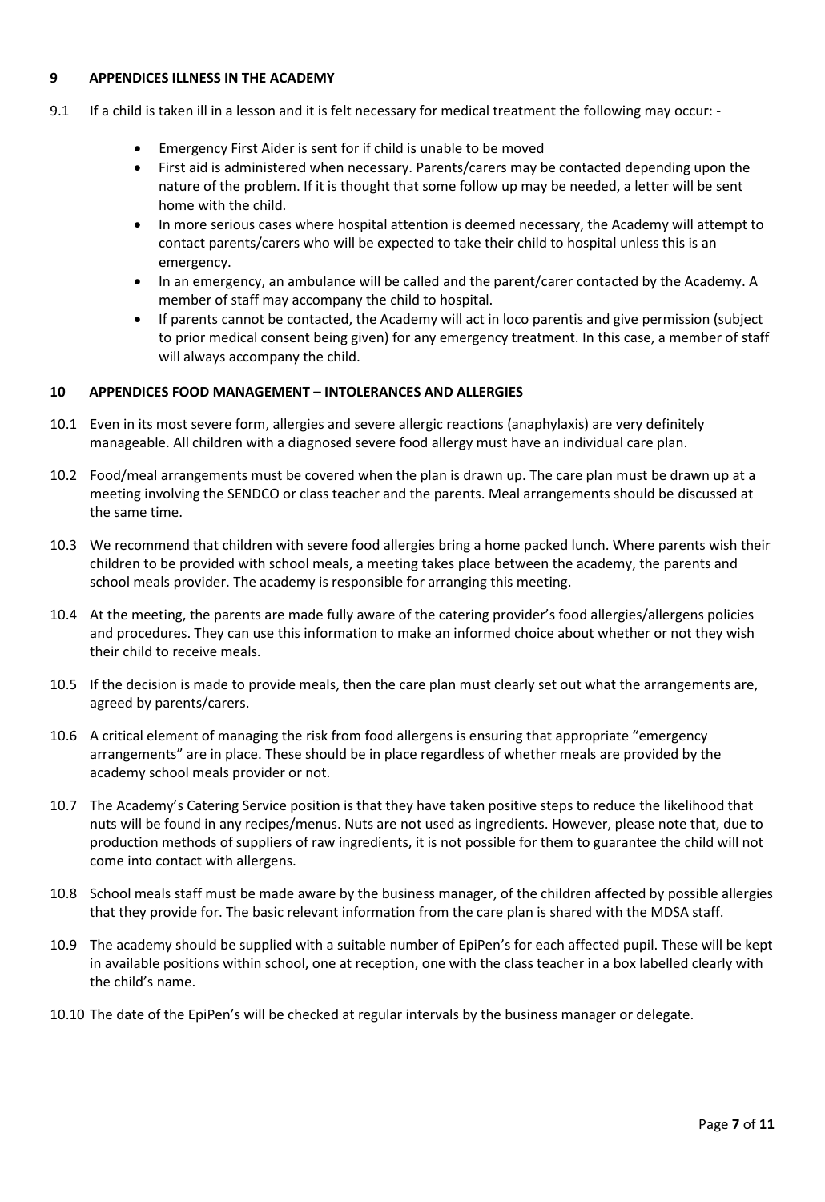## 9 APPENDICES ILLNESS IN THE ACADEMY

9.1 If a child is taken ill in a lesson and it is felt necessary for medical treatment the following may occur: -

- Emergency First Aider is sent for if child is unable to be moved
- First aid is administered when necessary. Parents/carers may be contacted depending upon the nature of the problem. If it is thought that some follow up may be needed, a letter will be sent home with the child.
- In more serious cases where hospital attention is deemed necessary, the Academy will attempt to contact parents/carers who will be expected to take their child to hospital unless this is an emergency.
- In an emergency, an ambulance will be called and the parent/carer contacted by the Academy. A member of staff may accompany the child to hospital.
- If parents cannot be contacted, the Academy will act in loco parentis and give permission (subject to prior medical consent being given) for any emergency treatment. In this case, a member of staff will always accompany the child.

## 10 APPENDICES FOOD MANAGEMENT – INTOLERANCES AND ALLERGIES

10.1 Even in its most severe form, allergies and severe allergic reactions (anaphylaxis) are very definitely manageable. All children with a diagnosed severe food allergy must have an individual care plan.

10.2 Food/meal arrangements must be covered when the plan is drawn up. The care plan must be drawn up at a meeting involving the SENDCO or class teacher and the parents. Meal arrangements should be discussed at the same time.

10.3 We recommend that children with severe food allergies bring a home packed lunch. Where parents wish their children to be provided with school meals, a meeting takes place between the academy, the parents and school meals provider. The academy is responsible for arranging this meeting.

10.4 At the meeting, the parents are made fully aware of the catering provider's food allergies/allergens policies and procedures. They can use this information to make an informed choice about whether or not they wish their child to receive meals.

10.5 If the decision is made to provide meals, then the care plan must clearly set out what the arrangements are, agreed by parents/carers.

10.6 A critical element of managing the risk from food allergens is ensuring that appropriate "emergency arrangements" are in place. These should be in place regardless of whether meals are provided by the academy school meals provider or not.

10.7 The Academy's Catering Service position is that they have taken positive steps to reduce the likelihood that nuts will be found in any recipes/menus. Nuts are not used as ingredients. However, please note that, due to production methods of suppliers of raw ingredients, it is not possible for them to guarantee the child will not come into contact with allergens.

10.8 School meals staff must be made aware by the business manager, of the children affected by possible allergies that they provide for. The basic relevant information from the care plan is shared with the MDSA staff.

10.9 The academy should be supplied with a suitable number of EpiPen's for each affected pupil. These will be kept in available positions within school, one at reception, one with the class teacher in a box labelled clearly with the child's name.

10.10 The date of the EpiPen's will be checked at regular intervals by the business manager or delegate.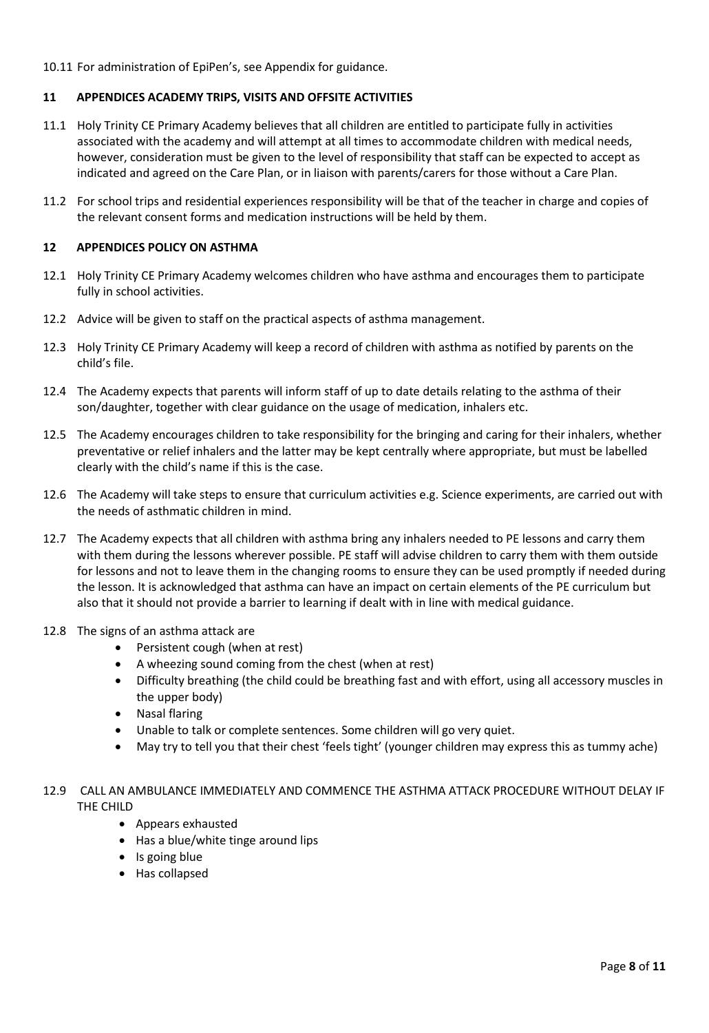10.11 For administration of EpiPen's, see Appendix for guidance.

## 11 APPENDICES ACADEMY TRIPS, VISITS AND OFFSITE ACTIVITIES

11.1 Holy Trinity CE Primary Academy believes that all children are entitled to participate fully in activities associated with the academy and will attempt at all times to accommodate children with medical needs, however, consideration must be given to the level of responsibility that staff can be expected to accept as indicated and agreed on the Care Plan, or in liaison with parents/carers for those without a Care Plan.

11.2 For school trips and residential experiences responsibility will be that of the teacher in charge and copies of the relevant consent forms and medication instructions will be held by them.

## 12 APPENDICES POLICY ON ASTHMA

12.1 Holy Trinity CE Primary Academy welcomes children who have asthma and encourages them to participate fully in school activities.

12.2 Advice will be given to staff on the practical aspects of asthma management.

12.3 Holy Trinity CE Primary Academy will keep a record of children with asthma as notified by parents on the child's file.

12.4 The Academy expects that parents will inform staff of up to date details relating to the asthma of their son/daughter, together with clear guidance on the usage of medication, inhalers etc.

12.5 The Academy encourages children to take responsibility for the bringing and caring for their inhalers, whether preventative or relief inhalers and the latter may be kept centrally where appropriate, but must be labelled clearly with the child's name if this is the case.

12.6 The Academy will take steps to ensure that curriculum activities e.g. Science experiments, are carried out with the needs of asthmatic children in mind.

12.7 The Academy expects that all children with asthma bring any inhalers needed to PE lessons and carry them with them during the lessons wherever possible. PE staff will advise children to carry them with them outside for lessons and not to leave them in the changing rooms to ensure they can be used promptly if needed during the lesson. It is acknowledged that asthma can have an impact on certain elements of the PE curriculum but also that it should not provide a barrier to learning if dealt with in line with medical guidance.

12.8 The signs of an asthma attack are

- Persistent cough (when at rest)
- A wheezing sound coming from the chest (when at rest)
- Difficulty breathing (the child could be breathing fast and with effort, using all accessory muscles in the upper body)
- Nasal flaring
- Unable to talk or complete sentences. Some children will go very quiet.
- May try to tell you that their chest 'feels tight' (younger children may express this as tummy ache)

12.9 CALL AN AMBULANCE IMMEDIATELY AND COMMENCE THE ASTHMA ATTACK PROCEDURE WITHOUT DELAY IF THE CHILD

- Appears exhausted
- Has a blue/white tinge around lips
- Is going blue
- Has collapsed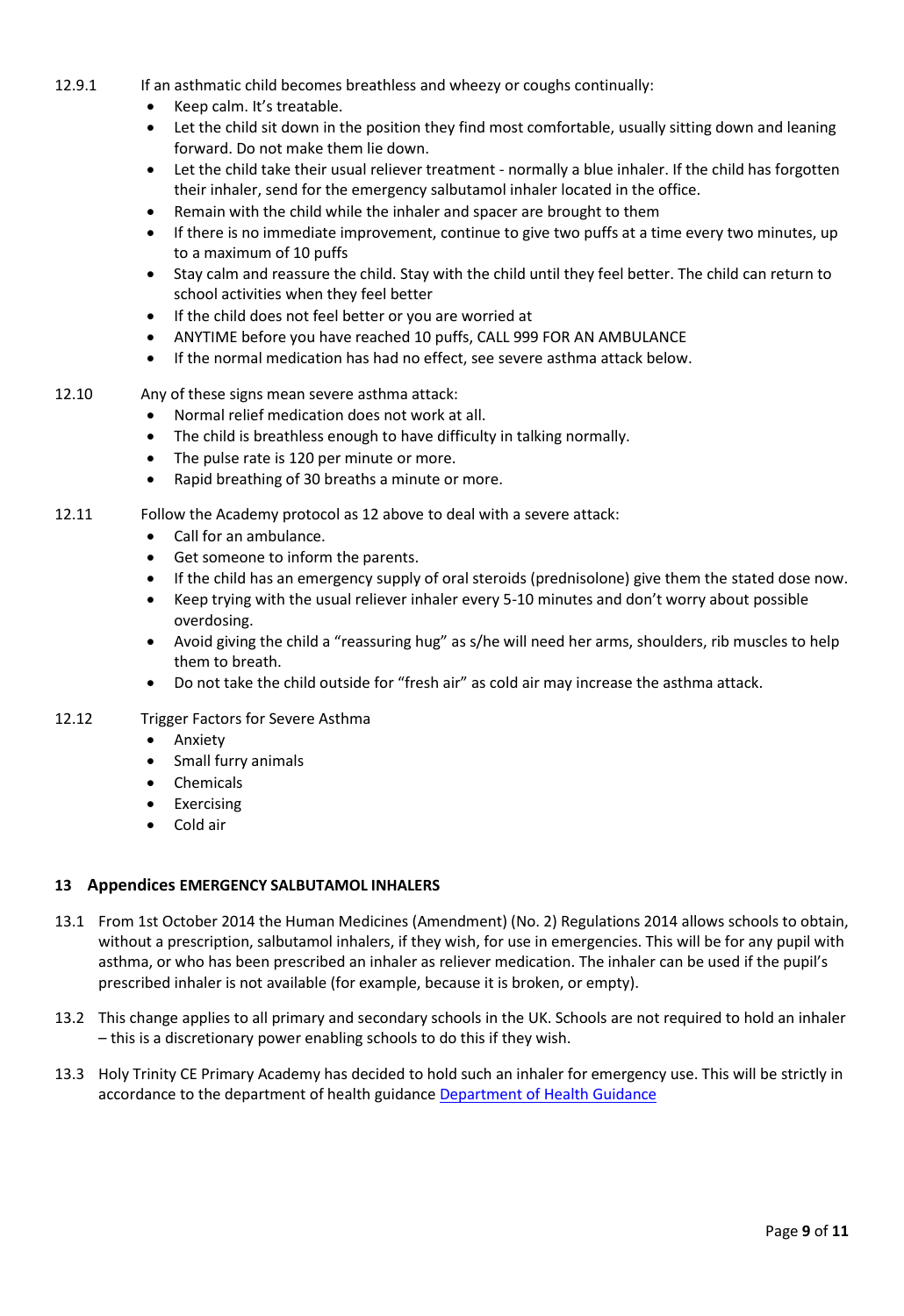12.9.1 If an asthmatic child becomes breathless and wheezy or coughs continually:

- Keep calm. It's treatable.
- Let the child sit down in the position they find most comfortable, usually sitting down and leaning forward. Do not make them lie down.
- Let the child take their usual reliever treatment - normally a blue inhaler. If the child has forgotten their inhaler, send for the emergency salbutamol inhaler located in the office.
- Remain with the child while the inhaler and spacer are brought to them
- If there is no immediate improvement, continue to give two puffs at a time every two minutes, up to a maximum of 10 puffs
- Stay calm and reassure the child. Stay with the child until they feel better. The child can return to school activities when they feel better
- If the child does not feel better or you are worried at
- ANYTIME before you have reached 10 puffs, CALL 999 FOR AN AMBULANCE
- If the normal medication has had no effect, see severe asthma attack below.

12.10 Any of these signs mean severe asthma attack:

- Normal relief medication does not work at all.
- The child is breathless enough to have difficulty in talking normally.
- The pulse rate is 120 per minute or more.
- Rapid breathing of 30 breaths a minute or more.

12.11 Follow the Academy protocol as 12 above to deal with a severe attack:

- Call for an ambulance.
- Get someone to inform the parents.
- If the child has an emergency supply of oral steroids (prednisolone) give them the stated dose now.
- Keep trying with the usual reliever inhaler every 5-10 minutes and don't worry about possible overdosing.
- Avoid giving the child a "reassuring hug" as s/he will need her arms, shoulders, rib muscles to help them to breath.
- Do not take the child outside for "fresh air" as cold air may increase the asthma attack.

12.12 Trigger Factors for Severe Asthma

- Anxiety
- Small furry animals
- Chemicals
- Exercising
- Cold air

## 13 Appendices EMERGENCY SALBUTAMOL INHALERS

13.1 From 1st October 2014 the Human Medicines (Amendment) (No. 2) Regulations 2014 allows schools to obtain, without a prescription, salbutamol inhalers, if they wish, for use in emergencies. This will be for any pupil with asthma, or who has been prescribed an inhaler as reliever medication. The inhaler can be used if the pupil's prescribed inhaler is not available (for example, because it is broken, or empty).

13.2 This change applies to all primary and secondary schools in the UK. Schools are not required to hold an inhaler – this is a discretionary power enabling schools to do this if they wish.

13.3 Holy Trinity CE Primary Academy has decided to hold such an inhaler for emergency use. This will be strictly in accordance to the department of health guidance Department of Health Guidance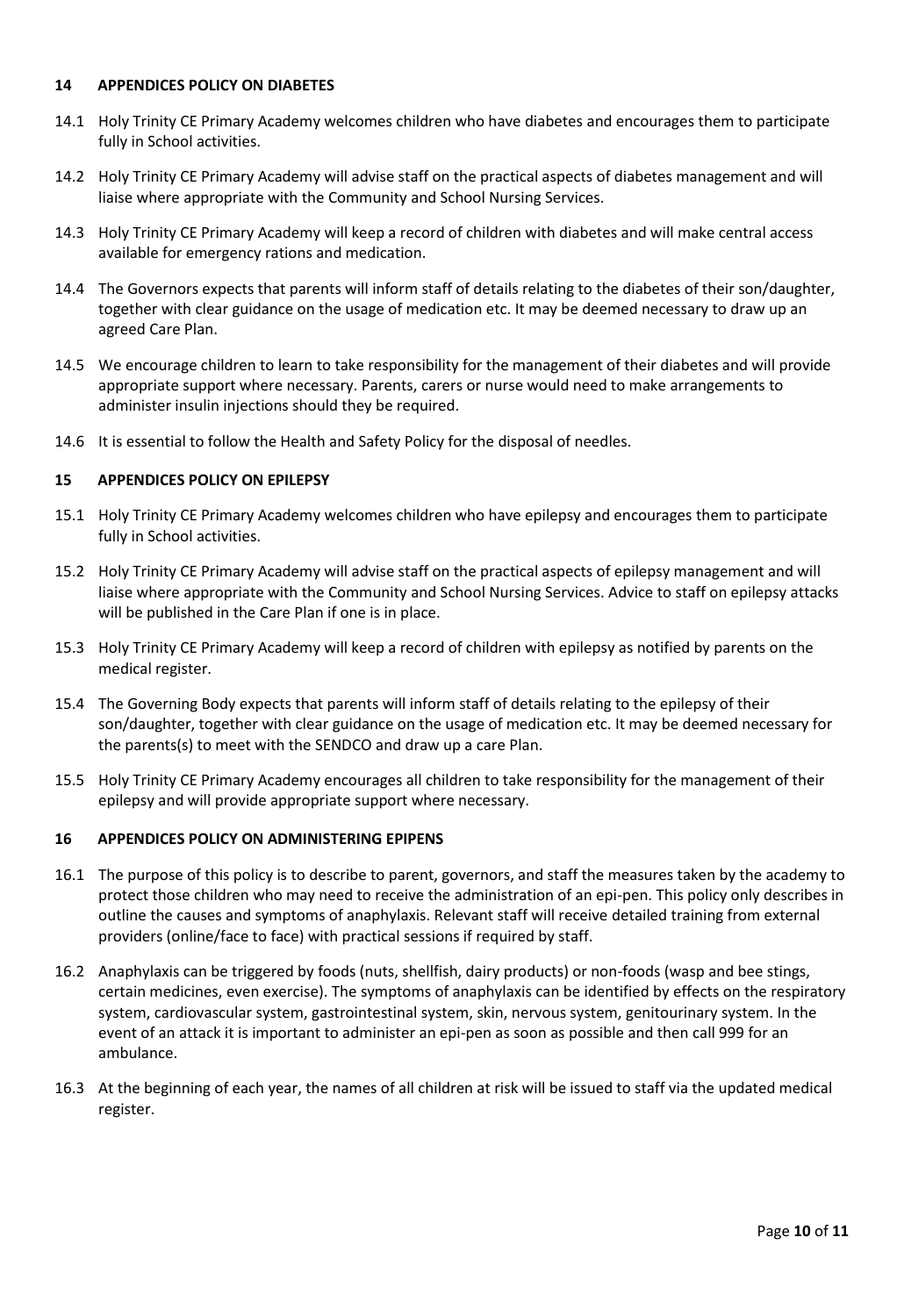## 14 APPENDICES POLICY ON DIABETES

14.1 Holy Trinity CE Primary Academy welcomes children who have diabetes and encourages them to participate fully in School activities.

14.2 Holy Trinity CE Primary Academy will advise staff on the practical aspects of diabetes management and will liaise where appropriate with the Community and School Nursing Services.

14.3 Holy Trinity CE Primary Academy will keep a record of children with diabetes and will make central access available for emergency rations and medication.

14.4 The Governors expects that parents will inform staff of details relating to the diabetes of their son/daughter, together with clear guidance on the usage of medication etc. It may be deemed necessary to draw up an agreed Care Plan.

14.5 We encourage children to learn to take responsibility for the management of their diabetes and will provide appropriate support where necessary. Parents, carers or nurse would need to make arrangements to administer insulin injections should they be required.

14.6 It is essential to follow the Health and Safety Policy for the disposal of needles.

## 15 APPENDICES POLICY ON EPILEPSY

15.1 Holy Trinity CE Primary Academy welcomes children who have epilepsy and encourages them to participate fully in School activities.

15.2 Holy Trinity CE Primary Academy will advise staff on the practical aspects of epilepsy management and will liaise where appropriate with the Community and School Nursing Services. Advice to staff on epilepsy attacks will be published in the Care Plan if one is in place.

15.3 Holy Trinity CE Primary Academy will keep a record of children with epilepsy as notified by parents on the medical register.

15.4 The Governing Body expects that parents will inform staff of details relating to the epilepsy of their son/daughter, together with clear guidance on the usage of medication etc. It may be deemed necessary for the parents(s) to meet with the SENDCO and draw up a care Plan.

15.5 Holy Trinity CE Primary Academy encourages all children to take responsibility for the management of their epilepsy and will provide appropriate support where necessary.

## 16 APPENDICES POLICY ON ADMINISTERING EPIPENS

16.1 The purpose of this policy is to describe to parent, governors, and staff the measures taken by the academy to protect those children who may need to receive the administration of an epi-pen. This policy only describes in outline the causes and symptoms of anaphylaxis. Relevant staff will receive detailed training from external providers (online/face to face) with practical sessions if required by staff.

16.2 Anaphylaxis can be triggered by foods (nuts, shellfish, dairy products) or non-foods (wasp and bee stings, certain medicines, even exercise). The symptoms of anaphylaxis can be identified by effects on the respiratory system, cardiovascular system, gastrointestinal system, skin, nervous system, genitourinary system. In the event of an attack it is important to administer an epi-pen as soon as possible and then call 999 for an ambulance.

16.3 At the beginning of each year, the names of all children at risk will be issued to staff via the updated medical register.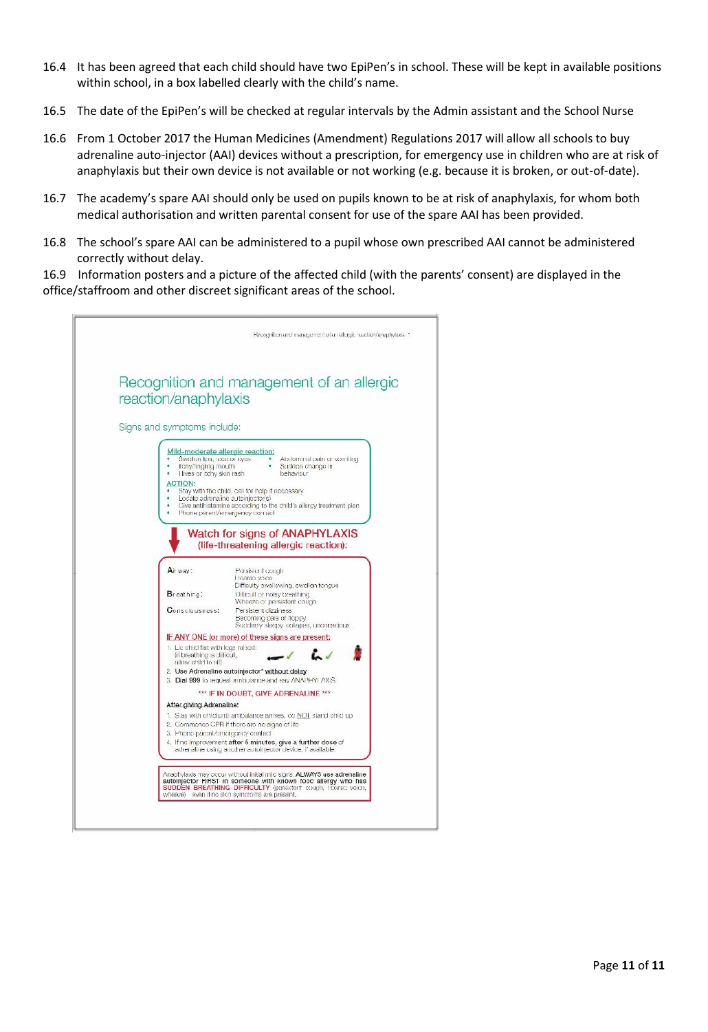16.4 It has been agreed that each child should have two EpiPen's in school. These will be kept in available positions within school, in a box labelled clearly with the child's name.

16.5 The date of the EpiPen's will be checked at regular intervals by the Admin assistant and the School Nurse

16.6 From 1 October 2017 the Human Medicines (Amendment) Regulations 2017 will allow all schools to buy adrenaline auto-injector (AAI) devices without a prescription, for emergency use in children who are at risk of anaphylaxis but their own device is not available or not working (e.g. because it is broken, or out-of-date).

16.7 The academy's spare AAI should only be used on pupils known to be at risk of anaphylaxis, for whom both medical authorisation and written parental consent for use of the spare AAI has been provided.

16.8 The school's spare AAI can be administered to a pupil whose own prescribed AAI cannot be administered correctly without delay.

16.9 Information posters and a picture of the affected child (with the parents' consent) are displayed in the office/staffroom and other discreet significant areas of the school.

## Recognition and management of an allergic reaction/anaphylaxis

Signs and symptoms include:

**Mild-moderate allergic reaction:**

- Swollen lips, face or eyes
- Itchy/tingling mouth
- Hives or itchy skin rash
- Abdominal pain or vomiting
- Sudden change in behaviour

**ACTION:**

- Stay with the child, call for help if necessary
- Locate adrenaline autoinjector(s)
- Give antihistamine according to the child's allergy treatment plan
- Phone parent/emergency contact

**Watch for signs of ANAPHYLAXIS (life-threatening allergic reaction):**

| | |
|---|---|
| Airway: | Persistent cough<br>Hoarse voice<br>Difficulty swallowing, swollen tongue |
| Breathing: | Difficult or noisy breathing<br>Wheeze or persistent cough |
| Consciousness: | Persistent dizziness<br>Becoming pale or floppy<br>Suddenly sleepy, collapse, unconscious |

IF ANY ONE (or more) of these signs are present:

1. Lie child flat with legs raised: (if breathing is difficult, allow child to sit)
2. **Use Adrenaline autoinjector\* without delay**
3. **Dial 999** to request ambulance and say ANAPHYLAXIS

\*\*\* IF IN DOUBT, GIVE ADRENALINE \*\*\*

**After giving Adrenaline:**

1. Stay with child until ambulance arrives, do NOT stand child up
2. Commence CPR if there are no signs of life
3. Phone parent/emergency contact
4. If no improvement after 5 minutes, give a further dose of adrenaline using another autoinjector device, if available.

Anaphylaxis may occur without initial mild signs. ALWAYS use adrenaline autoinjector FIRST in someone with known food allergy who has SUDDEN BREATHING DIFFICULTY (persistent cough, hoarse voice, wheeze) – even if no skin symptoms are present.